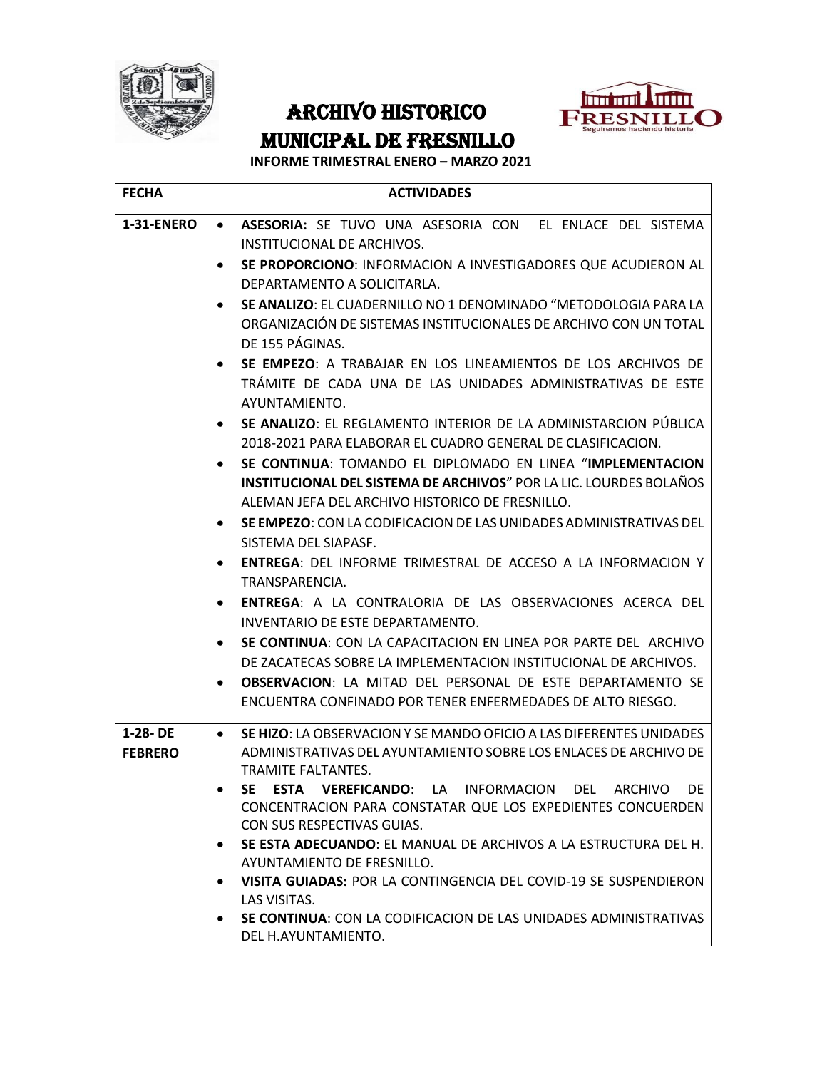# ARCHIVO HISTORICO MUNICIPAL DE FRESNILLO

**INFORME TRIMESTRAL ENERO – MARZO 2021**

| FECHA | ACTIVIDADES |
|---|---|
| **1-31-ENERO** | • **ASESORIA:** SE TUVO UNA ASESORIA CON EL ENLACE DEL SISTEMA INSTITUCIONAL DE ARCHIVOS.<br>• **SE PROPORCIONO**: INFORMACION A INVESTIGADORES QUE ACUDIERON AL DEPARTAMENTO A SOLICITARLA.<br>• **SE ANALIZO**: EL CUADERNILLO NO 1 DENOMINADO "METODOLOGIA PARA LA ORGANIZACIÓN DE SISTEMAS INSTITUCIONALES DE ARCHIVO CON UN TOTAL DE 155 PÁGINAS.<br>• **SE EMPEZO**: A TRABAJAR EN LOS LINEAMIENTOS DE LOS ARCHIVOS DE TRÁMITE DE CADA UNA DE LAS UNIDADES ADMINISTRATIVAS DE ESTE AYUNTAMIENTO.<br>• **SE ANALIZO**: EL REGLAMENTO INTERIOR DE LA ADMINISTARCION PÚBLICA 2018-2021 PARA ELABORAR EL CUADRO GENERAL DE CLASIFICACION.<br>• **SE CONTINUA**: TOMANDO EL DIPLOMADO EN LINEA "**IMPLEMENTACION INSTITUCIONAL DEL SISTEMA DE ARCHIVOS**" POR LA LIC. LOURDES BOLAÑOS ALEMAN JEFA DEL ARCHIVO HISTORICO DE FRESNILLO.<br>• **SE EMPEZO**: CON LA CODIFICACION DE LAS UNIDADES ADMINISTRATIVAS DEL SISTEMA DEL SIAPASF.<br>• **ENTREGA**: DEL INFORME TRIMESTRAL DE ACCESO A LA INFORMACION Y TRANSPARENCIA.<br>• **ENTREGA**: A LA CONTRALORIA DE LAS OBSERVACIONES ACERCA DEL INVENTARIO DE ESTE DEPARTAMENTO.<br>• **SE CONTINUA**: CON LA CAPACITACION EN LINEA POR PARTE DEL ARCHIVO DE ZACATECAS SOBRE LA IMPLEMENTACION INSTITUCIONAL DE ARCHIVOS.<br>• **OBSERVACION**: LA MITAD DEL PERSONAL DE ESTE DEPARTAMENTO SE ENCUENTRA CONFINADO POR TENER ENFERMEDADES DE ALTO RIESGO. |
| **1-28- DE FEBRERO** | • **SE HIZO**: LA OBSERVACION Y SE MANDO OFICIO A LAS DIFERENTES UNIDADES ADMINISTRATIVAS DEL AYUNTAMIENTO SOBRE LOS ENLACES DE ARCHIVO DE TRAMITE FALTANTES.<br>• **SE ESTA VEREFICANDO**: LA INFORMACION DEL ARCHIVO DE CONCENTRACION PARA CONSTATAR QUE LOS EXPEDIENTES CONCUERDEN CON SUS RESPECTIVAS GUIAS.<br>• **SE ESTA ADECUANDO**: EL MANUAL DE ARCHIVOS A LA ESTRUCTURA DEL H. AYUNTAMIENTO DE FRESNILLO.<br>• **VISITA GUIADAS:** POR LA CONTINGENCIA DEL COVID-19 SE SUSPENDIERON LAS VISITAS.<br>• **SE CONTINUA**: CON LA CODIFICACION DE LAS UNIDADES ADMINISTRATIVAS DEL H.AYUNTAMIENTO. |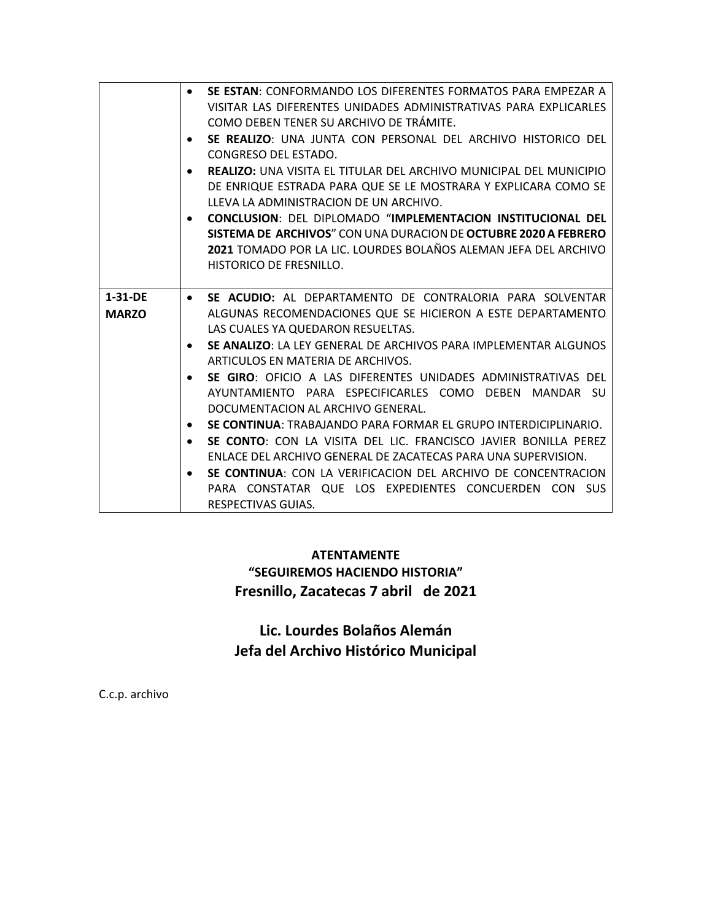| | |
|---|---|
| | • **SE ESTAN**: CONFORMANDO LOS DIFERENTES FORMATOS PARA EMPEZAR A VISITAR LAS DIFERENTES UNIDADES ADMINISTRATIVAS PARA EXPLICARLES COMO DEBEN TENER SU ARCHIVO DE TRÁMITE.<br>• **SE REALIZO**: UNA JUNTA CON PERSONAL DEL ARCHIVO HISTORICO DEL CONGRESO DEL ESTADO.<br>• **REALIZO:** UNA VISITA EL TITULAR DEL ARCHIVO MUNICIPAL DEL MUNICIPIO DE ENRIQUE ESTRADA PARA QUE SE LE MOSTRARA Y EXPLICARA COMO SE LLEVA LA ADMINISTRACION DE UN ARCHIVO.<br>• **CONCLUSION**: DEL DIPLOMADO "**IMPLEMENTACION INSTITUCIONAL DEL SISTEMA DE ARCHIVOS**" CON UNA DURACION DE **OCTUBRE 2020 A FEBRERO 2021** TOMADO POR LA LIC. LOURDES BOLAÑOS ALEMAN JEFA DEL ARCHIVO HISTORICO DE FRESNILLO. |
| **1-31-DE MARZO** | • **SE ACUDIO:** AL DEPARTAMENTO DE CONTRALORIA PARA SOLVENTAR ALGUNAS RECOMENDACIONES QUE SE HICIERON A ESTE DEPARTAMENTO LAS CUALES YA QUEDARON RESUELTAS.<br>• **SE ANALIZO**: LA LEY GENERAL DE ARCHIVOS PARA IMPLEMENTAR ALGUNOS ARTICULOS EN MATERIA DE ARCHIVOS.<br>• **SE GIRO**: OFICIO A LAS DIFERENTES UNIDADES ADMINISTRATIVAS DEL AYUNTAMIENTO PARA ESPECIFICARLES COMO DEBEN MANDAR SU DOCUMENTACION AL ARCHIVO GENERAL.<br>• **SE CONTINUA**: TRABAJANDO PARA FORMAR EL GRUPO INTERDICIPLINARIO.<br>• **SE CONTO**: CON LA VISITA DEL LIC. FRANCISCO JAVIER BONILLA PEREZ ENLACE DEL ARCHIVO GENERAL DE ZACATECAS PARA UNA SUPERVISION.<br>• **SE CONTINUA**: CON LA VERIFICACION DEL ARCHIVO DE CONCENTRACION PARA CONSTATAR QUE LOS EXPEDIENTES CONCUERDEN CON SUS RESPECTIVAS GUIAS. |

**ATENTAMENTE**
**"SEGUIREMOS HACIENDO HISTORIA"**
**Fresnillo, Zacatecas 7 abril de 2021**

**Lic. Lourdes Bolaños Alemán**
**Jefa del Archivo Histórico Municipal**

C.c.p. archivo